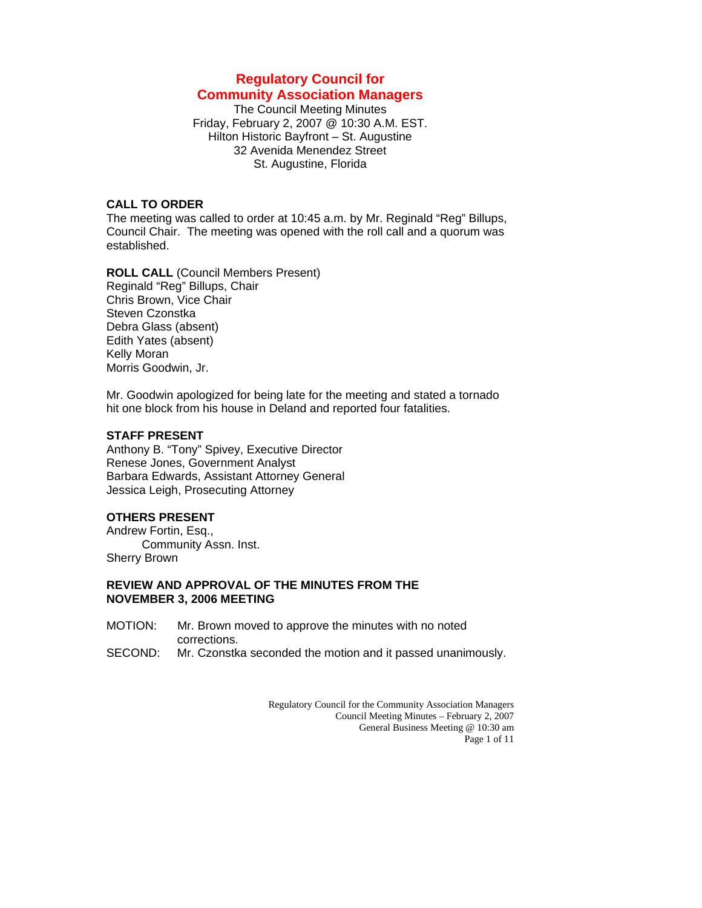# Regulatory Council for Community Association Managers

The Council Meeting Minutes
Friday, February 2, 2007 @ 10:30 A.M. EST.
Hilton Historic Bayfront – St. Augustine
32 Avenida Menendez Street
St. Augustine, Florida

**CALL TO ORDER**

The meeting was called to order at 10:45 a.m. by Mr. Reginald "Reg" Billups, Council Chair. The meeting was opened with the roll call and a quorum was established.

**ROLL CALL** (Council Members Present)

Reginald "Reg" Billups, Chair
Chris Brown, Vice Chair
Steven Czonstka
Debra Glass (absent)
Edith Yates (absent)
Kelly Moran
Morris Goodwin, Jr.

Mr. Goodwin apologized for being late for the meeting and stated a tornado hit one block from his house in Deland and reported four fatalities.

**STAFF PRESENT**

Anthony B. "Tony" Spivey, Executive Director
Renese Jones, Government Analyst
Barbara Edwards, Assistant Attorney General
Jessica Leigh, Prosecuting Attorney

**OTHERS PRESENT**

Andrew Fortin, Esq.,
Community Assn. Inst.
Sherry Brown

**REVIEW AND APPROVAL OF THE MINUTES FROM THE NOVEMBER 3, 2006 MEETING**

MOTION: Mr. Brown moved to approve the minutes with no noted corrections.

SECOND: Mr. Czonstka seconded the motion and it passed unanimously.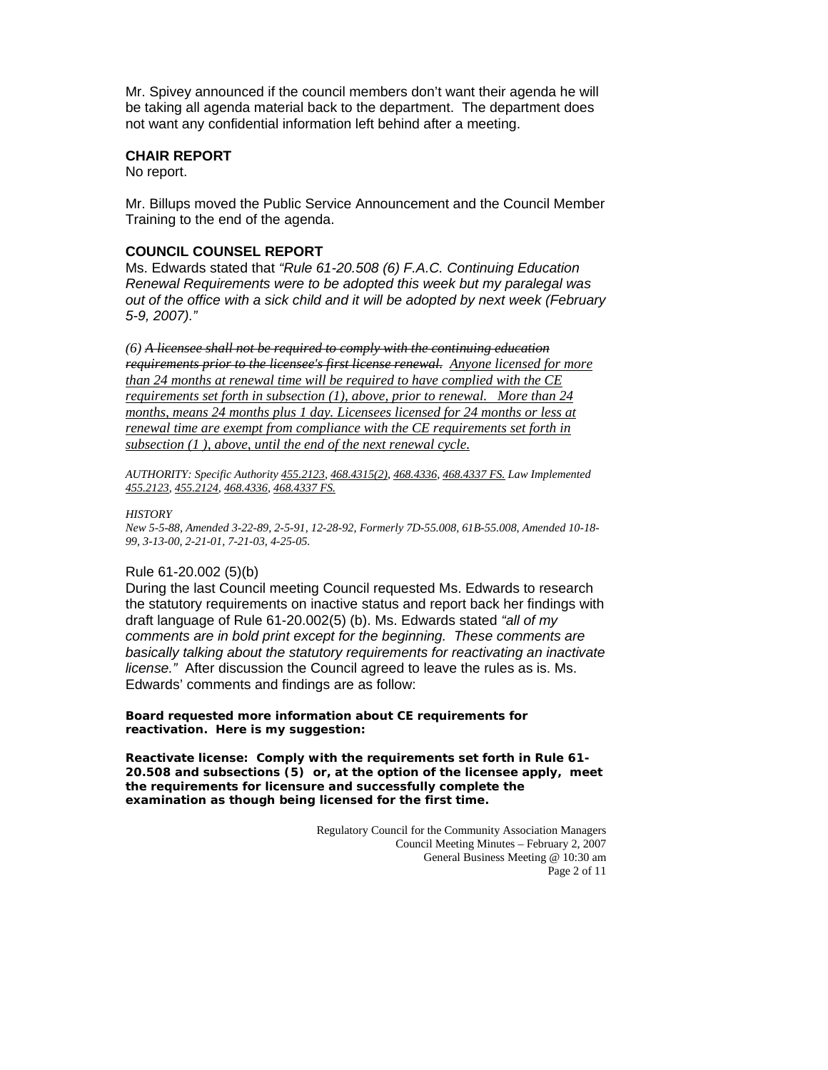Mr. Spivey announced if the council members don't want their agenda he will be taking all agenda material back to the department. The department does not want any confidential information left behind after a meeting.

**CHAIR REPORT**

No report.

Mr. Billups moved the Public Service Announcement and the Council Member Training to the end of the agenda.

**COUNCIL COUNSEL REPORT**

Ms. Edwards stated that *"Rule 61-20.508 (6) F.A.C. Continuing Education Renewal Requirements were to be adopted this week but my paralegal was out of the office with a sick child and it will be adopted by next week (February 5-9, 2007)."*

*(6) ~~A licensee shall not be required to comply with the continuing education requirements prior to the licensee's first license renewal.~~ <u>Anyone licensed for more than 24 months at renewal time will be required to have complied with the CE requirements set forth in subsection (1), above, prior to renewal. More than 24 months, means 24 months plus 1 day. Licensees licensed for 24 months or less at renewal time are exempt from compliance with the CE requirements set forth in subsection (1 ), above, until the end of the next renewal cycle.</u>*

*AUTHORITY: Specific Authority <u>455.2123</u>, <u>468.4315(2)</u>, <u>468.4336</u>, <u>468.4337 FS.</u> Law Implemented <u>455.2123</u>, <u>455.2124</u>, <u>468.4336</u>, <u>468.4337 FS.</u>*

*HISTORY*

*New 5-5-88, Amended 3-22-89, 2-5-91, 12-28-92, Formerly 7D-55.008, 61B-55.008, Amended 10-18-99, 3-13-00, 2-21-01, 7-21-03, 4-25-05.*

Rule 61-20.002 (5)(b)

During the last Council meeting Council requested Ms. Edwards to research the statutory requirements on inactive status and report back her findings with draft language of Rule 61-20.002(5) (b). Ms. Edwards stated *"all of my comments are in bold print except for the beginning. These comments are basically talking about the statutory requirements for reactivating an inactivate license."* After discussion the Council agreed to leave the rules as is. Ms. Edwards' comments and findings are as follow:

**Board requested more information about CE requirements for reactivation. Here is my suggestion:**

**Reactivate license: Comply with the requirements set forth in Rule 61-20.508 and subsections (5) or, at the option of the licensee apply, meet the requirements for licensure and successfully complete the examination as though being licensed for the first time.**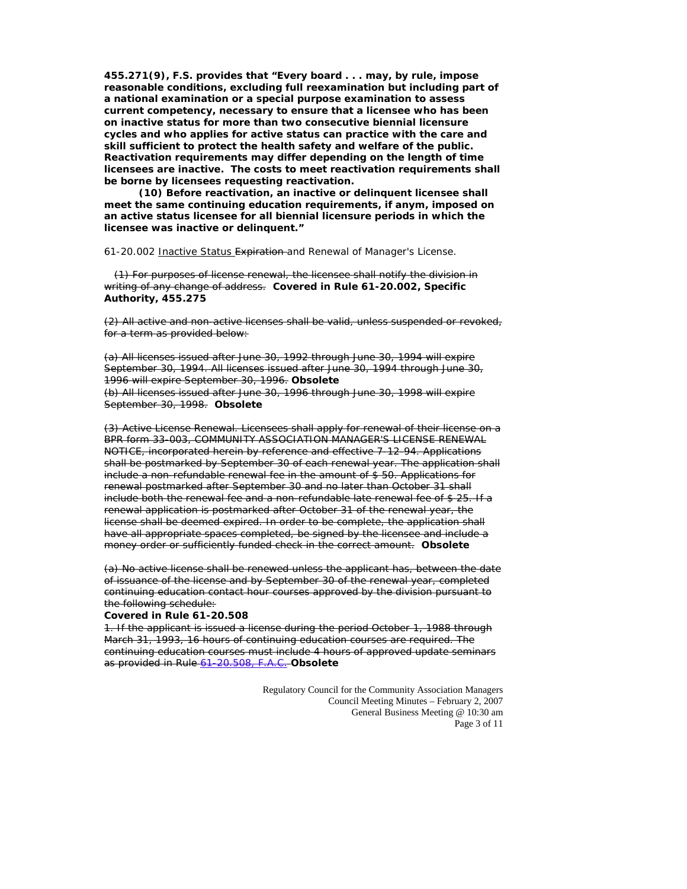**455.271(9), F.S. provides that "Every board . . . may, by rule, impose reasonable conditions, excluding full reexamination but including part of a national examination or a special purpose examination to assess current competency, necessary to ensure that a licensee who has been on inactive status for more than two consecutive biennial licensure cycles and who applies for active status can practice with the care and skill sufficient to protect the health safety and welfare of the public. Reactivation requirements may differ depending on the length of time licensees are inactive. The costs to meet reactivation requirements shall be borne by licensees requesting reactivation.**

**(10) Before reactivation, an inactive or delinquent licensee shall meet the same continuing education requirements, if anym, imposed on an active status licensee for all biennial licensure periods in which the licensee was inactive or delinquent."**

61-20.002 <u>Inactive Status</u> ~~Expiration~~ and Renewal of Manager's License.

~~(1) For purposes of license renewal, the licensee shall notify the division in writing of any change of address.~~ **Covered in Rule 61-20.002, Specific Authority, 455.275**

~~(2) All active and non-active licenses shall be valid, unless suspended or revoked, for a term as provided below:~~

~~(a) All licenses issued after June 30, 1992 through June 30, 1994 will expire September 30, 1994. All licenses issued after June 30, 1994 through June 30, 1996 will expire September 30, 1996.~~ **Obsolete**
~~(b) All licenses issued after June 30, 1996 through June 30, 1998 will expire September 30, 1998.~~ **Obsolete**

~~(3) Active License Renewal. Licensees shall apply for renewal of their license on a BPR form 33-003, COMMUNITY ASSOCIATION MANAGER'S LICENSE RENEWAL NOTICE, incorporated herein by reference and effective 7-12-94. Applications shall be postmarked by September 30 of each renewal year. The application shall include a non-refundable renewal fee in the amount of $ 50. Applications for renewal postmarked after September 30 and no later than October 31 shall include both the renewal fee and a non-refundable late renewal fee of $ 25. If a renewal application is postmarked after October 31 of the renewal year, the license shall be deemed expired. In order to be complete, the application shall have all appropriate spaces completed, be signed by the licensee and include a money order or sufficiently funded check in the correct amount.~~ **Obsolete**

~~(a) No active license shall be renewed unless the applicant has, between the date of issuance of the license and by September 30 of the renewal year, completed continuing education contact hour courses approved by the division pursuant to the following schedule:~~
**Covered in Rule 61-20.508**
~~1. If the applicant is issued a license during the period October 1, 1988 through March 31, 1993, 16 hours of continuing education courses are required. The continuing education courses must include 4 hours of approved update seminars as provided in Rule 61-20.508, F.A.C.~~ **Obsolete**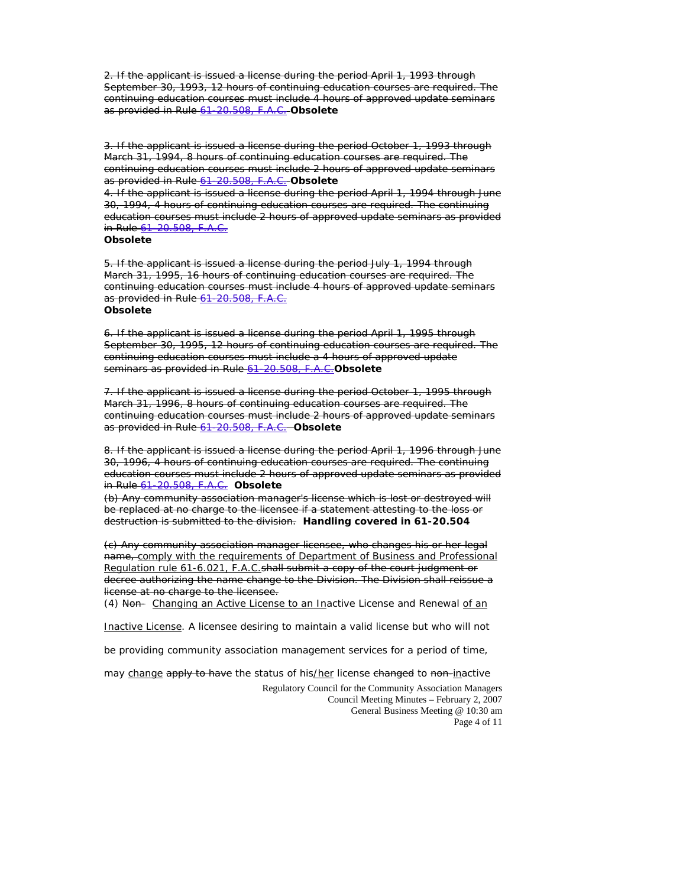~~2. If the applicant is issued a license during the period April 1, 1993 through September 30, 1993, 12 hours of continuing education courses are required. The continuing education courses must include 4 hours of approved update seminars as provided in Rule 61-20.508, F.A.C.~~ **Obsolete**

~~3. If the applicant is issued a license during the period October 1, 1993 through March 31, 1994, 8 hours of continuing education courses are required. The continuing education courses must include 2 hours of approved update seminars as provided in Rule 61-20.508, F.A.C.~~ **Obsolete**

~~4. If the applicant is issued a license during the period April 1, 1994 through June 30, 1994, 4 hours of continuing education courses are required. The continuing education courses must include 2 hours of approved update seminars as provided in Rule 61-20.508, F.A.C.~~

**Obsolete**

~~5. If the applicant is issued a license during the period July 1, 1994 through March 31, 1995, 16 hours of continuing education courses are required. The continuing education courses must include 4 hours of approved update seminars as provided in Rule 61-20.508, F.A.C.~~

**Obsolete**

~~6. If the applicant is issued a license during the period April 1, 1995 through September 30, 1995, 12 hours of continuing education courses are required. The continuing education courses must include a 4 hours of approved update seminars as provided in Rule 61-20.508, F.A.C.~~**Obsolete**

~~7. If the applicant is issued a license during the period October 1, 1995 through March 31, 1996, 8 hours of continuing education courses are required. The continuing education courses must include 2 hours of approved update seminars as provided in Rule 61-20.508, F.A.C.~~ **Obsolete**

~~8. If the applicant is issued a license during the period April 1, 1996 through June 30, 1996, 4 hours of continuing education courses are required. The continuing education courses must include 2 hours of approved update seminars as provided in Rule 61-20.508, F.A.C.~~ **Obsolete**

~~(b) Any community association manager's license which is lost or destroyed will be replaced at no charge to the licensee if a statement attesting to the loss or destruction is submitted to the division.~~ **Handling covered in 61-20.504**

~~(c) Any community association manager licensee, who changes his or her legal name,~~ <u>comply with the requirements of Department of Business and Professional Regulation rule 61-6.021, F.A.C.</u>~~shall submit a copy of the court judgment or decree authorizing the name change to the Division. The Division shall reissue a license at no charge to the licensee.~~

(4) ~~Non-~~ <u>Changing an Active License to an In</u>active License and Renewal <u>of an Inactive License</u>. A licensee desiring to maintain a valid license but who will not be providing community association management services for a period of time, may <u>change</u> ~~apply to have~~ the status of his<u>/her</u> license ~~changed~~ to ~~non-~~<u>in</u>active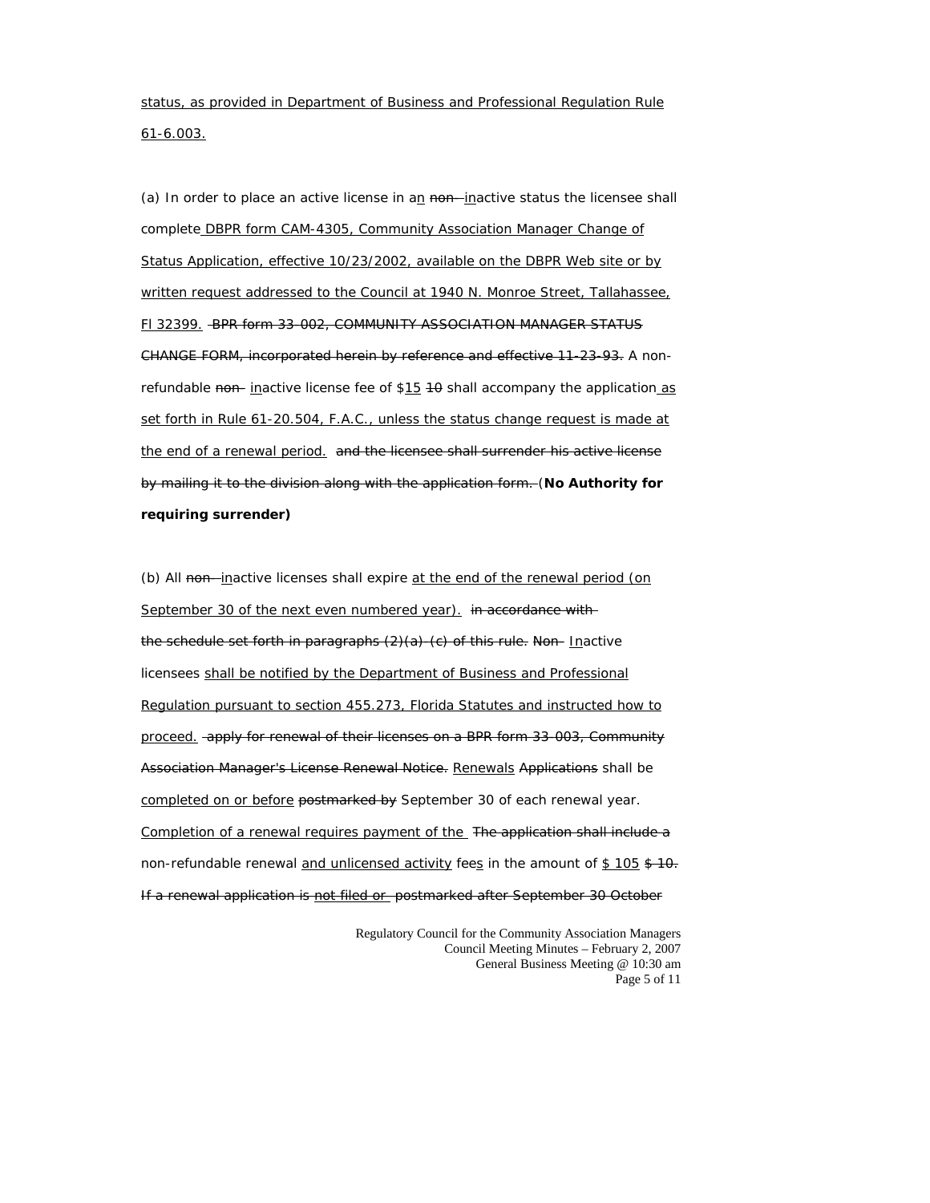<u>status, as provided in Department of Business and Professional Regulation Rule 61-6.003.</u>

(a) In order to place an active license in a<u>n</u> ~~non-~~<u>in</u>active status the licensee shall complete<u> DBPR form CAM-4305, Community Association Manager Change of Status Application, effective 10/23/2002, available on the DBPR Web site or by written request addressed to the Council at 1940 N. Monroe Street, Tallahassee, Fl 32399.</u> ~~BPR form 33-002, COMMUNITY ASSOCIATION MANAGER STATUS CHANGE FORM, incorporated herein by reference and effective 11-23-93.~~ A non-refundable ~~non-~~ <u>in</u>active license fee of $<u>15</u> ~~10~~ shall accompany the application<u> as set forth in Rule 61-20.504, F.A.C., unless the status change request is made at the end of a renewal period.</u> ~~and the licensee shall surrender his active license by mailing it to the division along with the application form.~~ (**No Authority for requiring surrender)**

(b) All ~~non-~~<u>in</u>active licenses shall expire <u>at the end of the renewal period (on September 30 of the next even numbered year).</u> ~~in accordance with the schedule set forth in paragraphs (2)(a)-(c) of this rule.~~ ~~Non-~~ <u>In</u>active licensees <u>shall be notified by the Department of Business and Professional Regulation pursuant to section 455.273, Florida Statutes and instructed how to proceed.</u> ~~apply for renewal of their licenses on a BPR form 33-003, Community Association Manager's License Renewal Notice.~~ <u>Renewals</u> ~~Applications~~ shall be <u>completed on or before</u> ~~postmarked by~~ September 30 of each renewal year. <u>Completion of a renewal requires payment of the</u> ~~The application shall include a~~ non-refundable renewal <u>and unlicensed activity</u> fee<u>s</u> in the amount of <u>$ 105</u> ~~$ 10.~~ ~~If a renewal application is <u>not filed or</u> postmarked after September 30 October~~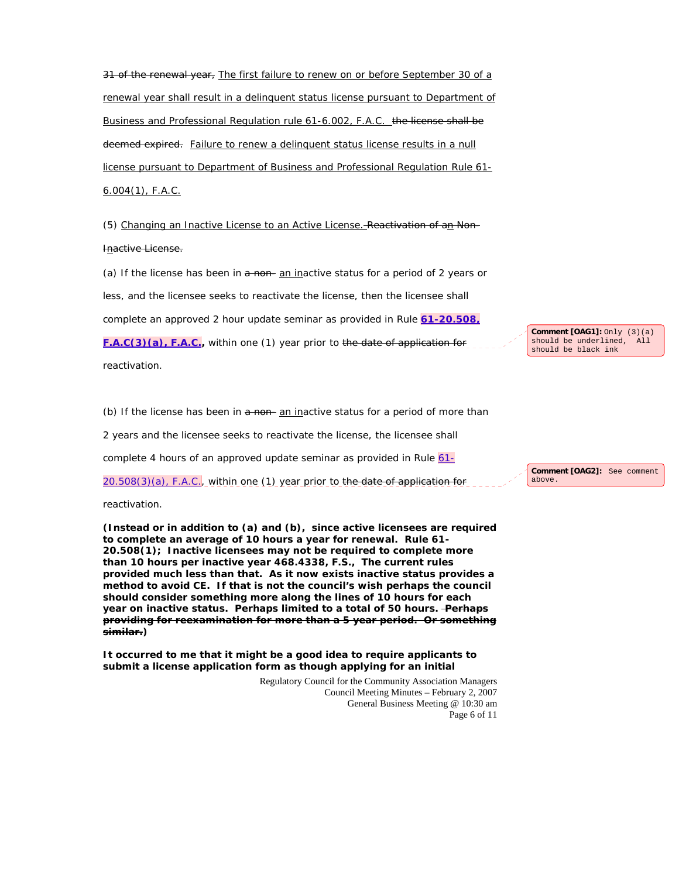~~31 of the renewal year,~~ <u>The first failure to renew on or before September 30 of a renewal year shall result in a delinquent status license pursuant to Department of Business and Professional Regulation rule 61-6.002, F.A.C.</u> ~~the license shall be deemed expired.~~ <u>Failure to renew a delinquent status license results in a null license pursuant to Department of Business and Professional Regulation Rule 61-6.004(1), F.A.C.</u>

(5) <u>Changing an Inactive License to an Active License.</u> ~~Reactivation of a~~<u>n</u> ~~Non-I~~<u>n</u>~~active License.~~

(a) If the license has been in ~~a non-~~ <u>an in</u>active status for a period of 2 years or less, and the licensee seeks to reactivate the license, then the licensee shall complete an approved 2 hour update seminar as provided in Rule **<u>61-20.508, F.A.C(3)(a), F.A.C.</u>,** within one (1) year prior to ~~the date of application for~~ reactivation.

Comment [OAG1]: Only (3)(a) should be underlined, All should be black ink

(b) If the license has been in ~~a non-~~ <u>an in</u>active status for a period of more than 2 years and the licensee seeks to reactivate the license, the licensee shall complete 4 hours of an approved update seminar as provided in Rule <u>61-20.508(3)(a), F.A.C.</u>, within one (1) year prior to ~~the date of application for~~ reactivation.

Comment [OAG2]: See comment above.

**(Instead or in addition to (a) and (b), since active licensees are required to complete an average of 10 hours a year for renewal. Rule 61-20.508(1); Inactive licensees may not be required to complete more than 10 hours per inactive year 468.4338, F.S., The current rules provided much less than that. As it now exists inactive status provides a method to avoid CE. If that is not the council's wish perhaps the council should consider something more along the lines of 10 hours for each year on inactive status. Perhaps limited to a total of 50 hours. ~~Perhaps providing for reexamination for more than a 5 year period. Or something similar.~~)**

**It occurred to me that it might be a good idea to require applicants to submit a license application form as though applying for an initial**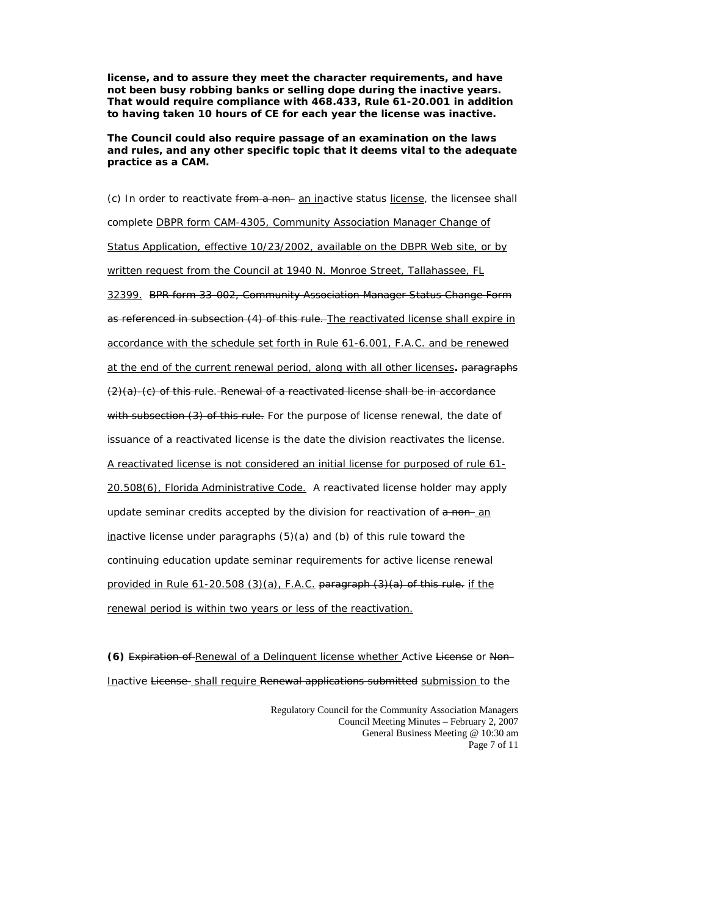**license, and to assure they meet the character requirements, and have not been busy robbing banks or selling dope during the inactive years. That would require compliance with 468.433, Rule 61-20.001 in addition to having taken 10 hours of CE for each year the license was inactive.**

**The Council could also require passage of an examination on the laws and rules, and any other specific topic that it deems vital to the adequate practice as a CAM.**

(c) In order to reactivate ~~from a non-~~ an inactive status license, the licensee shall complete DBPR form CAM-4305, Community Association Manager Change of Status Application, effective 10/23/2002, available on the DBPR Web site, or by written request from the Council at 1940 N. Monroe Street, Tallahassee, FL 32399. ~~BPR form 33-002, Community Association Manager Status Change Form as referenced in subsection (4) of this rule.~~ The reactivated license shall expire in accordance with the schedule set forth in Rule 61-6.001, F.A.C. and be renewed at the end of the current renewal period, along with all other licenses**.** ~~paragraphs (2)(a)-(c) of this rule. Renewal of a reactivated license shall be in accordance with subsection (3) of this rule.~~ For the purpose of license renewal, the date of issuance of a reactivated license is the date the division reactivates the license. A reactivated license is not considered an initial license for purposed of rule 61-20.508(6), Florida Administrative Code. A reactivated license holder may apply update seminar credits accepted by the division for reactivation of ~~a non-~~ an inactive license under paragraphs (5)(a) and (b) of this rule toward the continuing education update seminar requirements for active license renewal provided in Rule 61-20.508 (3)(a), F.A.C. ~~paragraph (3)(a) of this rule.~~ if the renewal period is within two years or less of the reactivation.

**(6)** ~~Expiration of~~ Renewal of a Delinquent license whether Active ~~License~~ or ~~Non-~~ Inactive ~~License~~ shall require ~~Renewal applications submitted~~ submission to the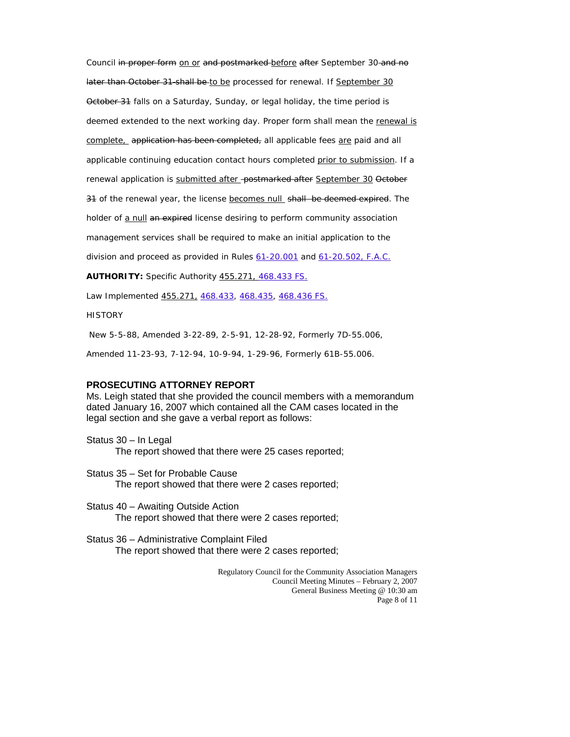Council ~~in proper form~~ <u>on or</u> ~~and postmarked~~ <u>before</u> ~~after~~ September 30 ~~and no later than October 31 shall be~~ <u>to be</u> processed for renewal. If <u>September 30</u> ~~October 31~~ falls on a Saturday, Sunday, or legal holiday, the time period is deemed extended to the next working day. Proper form shall mean the <u>renewal is complete,</u> ~~application has been completed,~~ all applicable fees <u>are</u> paid and all applicable continuing education contact hours completed <u>prior to submission</u>. If a renewal application is <u>submitted after</u> ~~postmarked after~~ <u>September 30</u> ~~October 31~~ of the renewal year, the license <u>becomes null</u> ~~shall be deemed expired~~. The holder of <u>a null</u> ~~an expired~~ license desiring to perform community association management services shall be required to make an initial application to the division and proceed as provided in Rules 61-20.001 and 61-20.502, F.A.C.

**AUTHORITY:** Specific Authority <u>455.271,</u> 468.433 FS.

Law Implemented <u>455.271,</u> 468.433, 468.435, 468.436 FS.

HISTORY

New 5-5-88, Amended 3-22-89, 2-5-91, 12-28-92, Formerly 7D-55.006, Amended 11-23-93, 7-12-94, 10-9-94, 1-29-96, Formerly 61B-55.006.

## PROSECUTING ATTORNEY REPORT

Ms. Leigh stated that she provided the council members with a memorandum dated January 16, 2007 which contained all the CAM cases located in the legal section and she gave a verbal report as follows:

Status 30 – In Legal
The report showed that there were 25 cases reported;

Status 35 – Set for Probable Cause
The report showed that there were 2 cases reported;

Status 40 – Awaiting Outside Action
The report showed that there were 2 cases reported;

Status 36 – Administrative Complaint Filed
The report showed that there were 2 cases reported;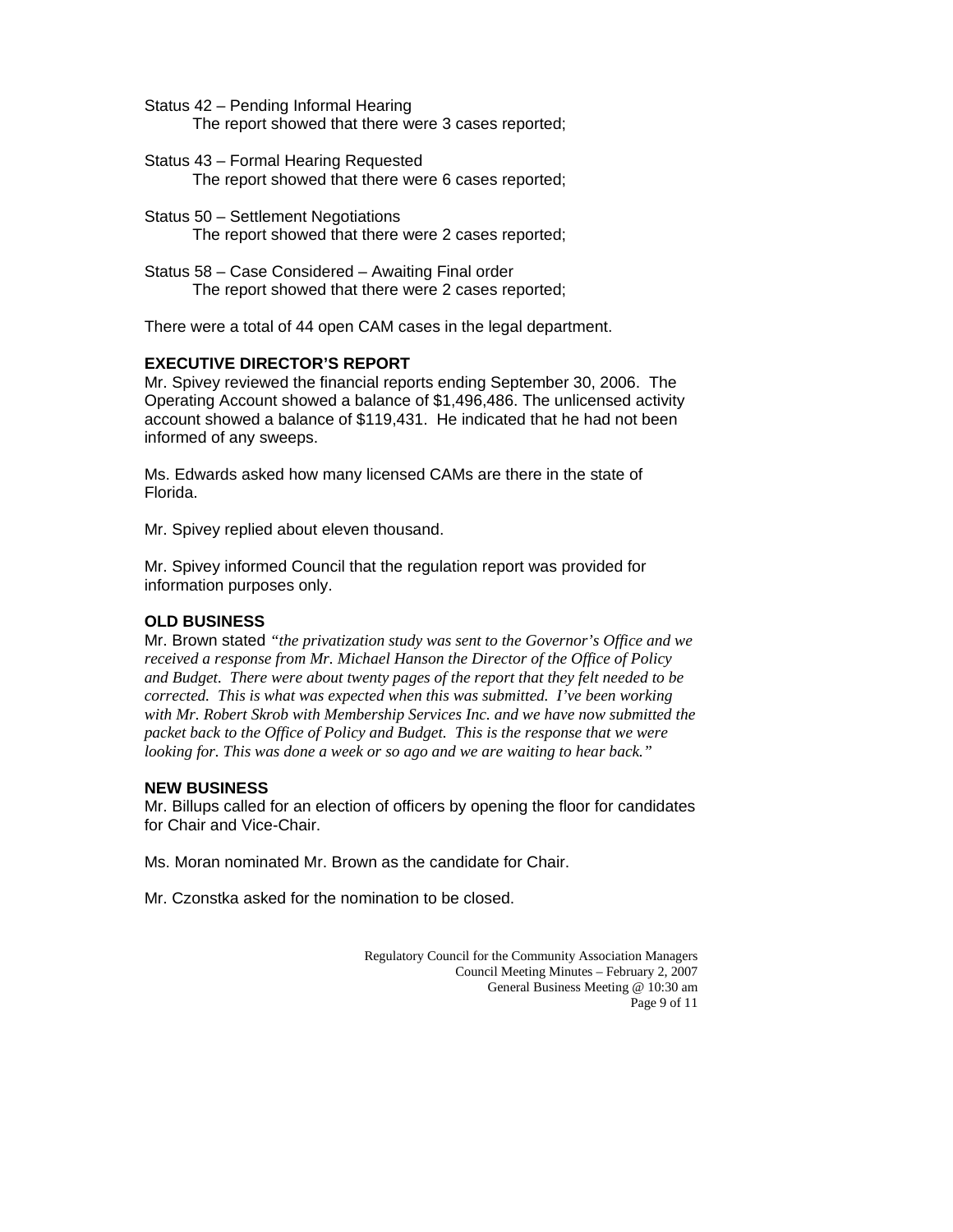Status 42 – Pending Informal Hearing
    The report showed that there were 3 cases reported;

Status 43 – Formal Hearing Requested
    The report showed that there were 6 cases reported;

Status 50 – Settlement Negotiations
    The report showed that there were 2 cases reported;

Status 58 – Case Considered – Awaiting Final order
    The report showed that there were 2 cases reported;

There were a total of 44 open CAM cases in the legal department.

**EXECUTIVE DIRECTOR'S REPORT**

Mr. Spivey reviewed the financial reports ending September 30, 2006. The Operating Account showed a balance of $1,496,486. The unlicensed activity account showed a balance of $119,431. He indicated that he had not been informed of any sweeps.

Ms. Edwards asked how many licensed CAMs are there in the state of Florida.

Mr. Spivey replied about eleven thousand.

Mr. Spivey informed Council that the regulation report was provided for information purposes only.

**OLD BUSINESS**

Mr. Brown stated *"the privatization study was sent to the Governor's Office and we received a response from Mr. Michael Hanson the Director of the Office of Policy and Budget. There were about twenty pages of the report that they felt needed to be corrected. This is what was expected when this was submitted. I've been working with Mr. Robert Skrob with Membership Services Inc. and we have now submitted the packet back to the Office of Policy and Budget. This is the response that we were looking for. This was done a week or so ago and we are waiting to hear back."*

**NEW BUSINESS**

Mr. Billups called for an election of officers by opening the floor for candidates for Chair and Vice-Chair.

Ms. Moran nominated Mr. Brown as the candidate for Chair.

Mr. Czonstka asked for the nomination to be closed.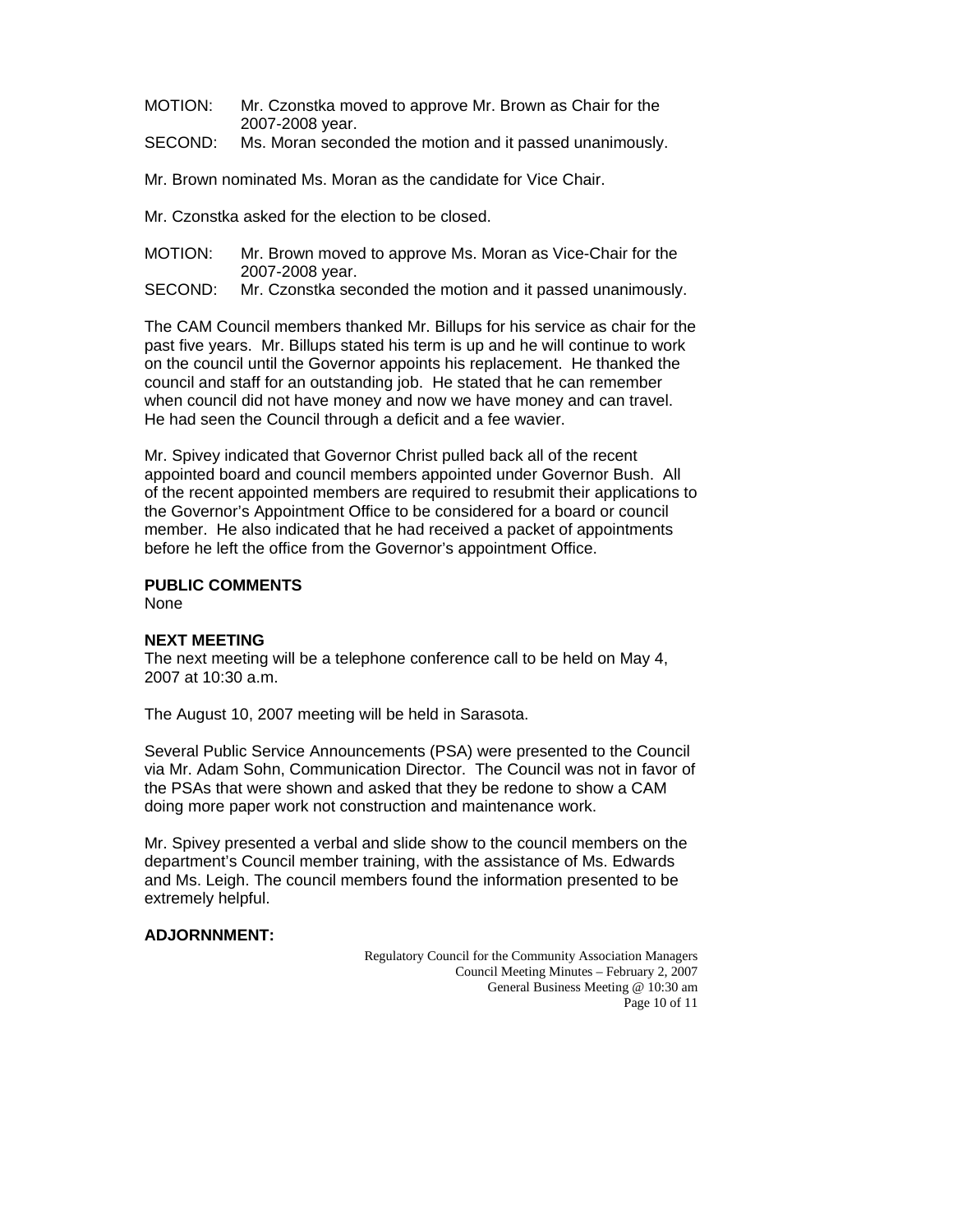MOTION: Mr. Czonstka moved to approve Mr. Brown as Chair for the 2007-2008 year.
SECOND: Ms. Moran seconded the motion and it passed unanimously.

Mr. Brown nominated Ms. Moran as the candidate for Vice Chair.

Mr. Czonstka asked for the election to be closed.

MOTION: Mr. Brown moved to approve Ms. Moran as Vice-Chair for the 2007-2008 year.
SECOND: Mr. Czonstka seconded the motion and it passed unanimously.

The CAM Council members thanked Mr. Billups for his service as chair for the past five years. Mr. Billups stated his term is up and he will continue to work on the council until the Governor appoints his replacement. He thanked the council and staff for an outstanding job. He stated that he can remember when council did not have money and now we have money and can travel. He had seen the Council through a deficit and a fee wavier.

Mr. Spivey indicated that Governor Christ pulled back all of the recent appointed board and council members appointed under Governor Bush. All of the recent appointed members are required to resubmit their applications to the Governor's Appointment Office to be considered for a board or council member. He also indicated that he had received a packet of appointments before he left the office from the Governor's appointment Office.

**PUBLIC COMMENTS**
None

**NEXT MEETING**
The next meeting will be a telephone conference call to be held on May 4, 2007 at 10:30 a.m.

The August 10, 2007 meeting will be held in Sarasota.

Several Public Service Announcements (PSA) were presented to the Council via Mr. Adam Sohn, Communication Director. The Council was not in favor of the PSAs that were shown and asked that they be redone to show a CAM doing more paper work not construction and maintenance work.

Mr. Spivey presented a verbal and slide show to the council members on the department's Council member training, with the assistance of Ms. Edwards and Ms. Leigh. The council members found the information presented to be extremely helpful.

**ADJORNNMENT:**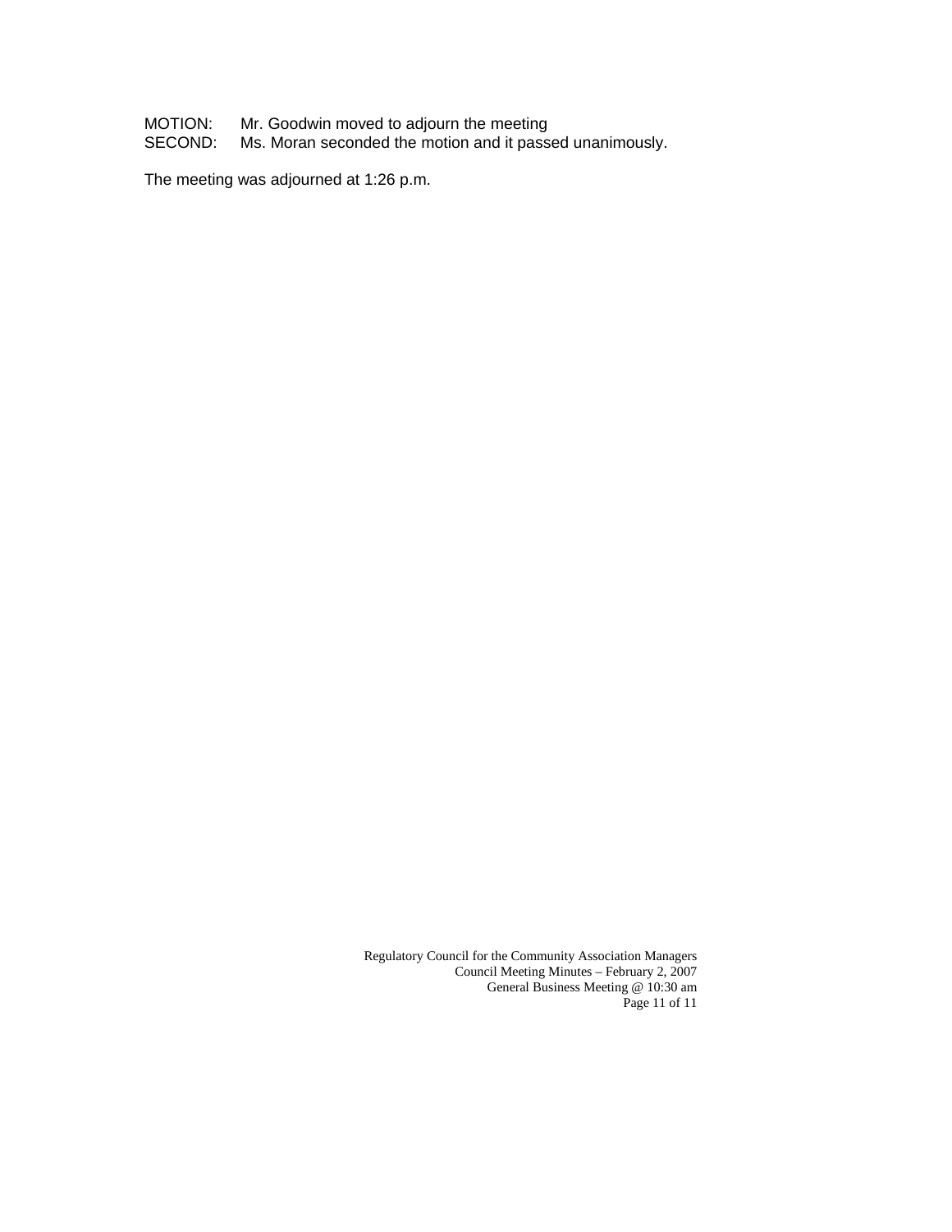MOTION: Mr. Goodwin moved to adjourn the meeting
SECOND: Ms. Moran seconded the motion and it passed unanimously.

The meeting was adjourned at 1:26 p.m.